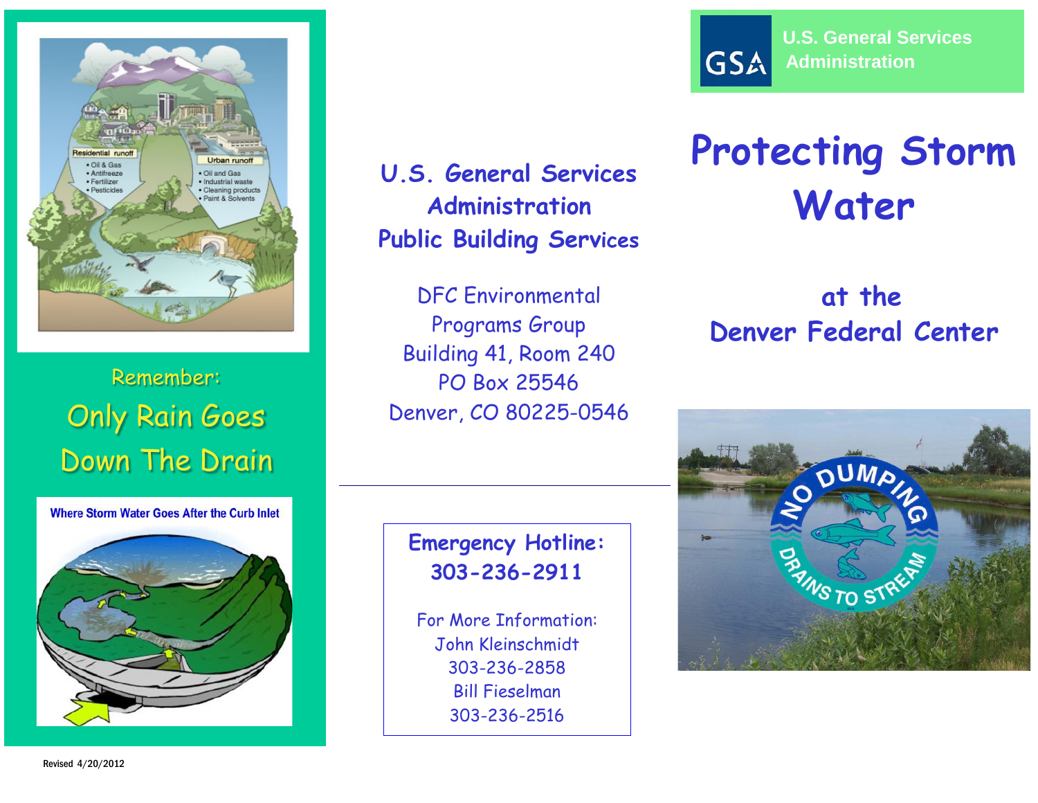Remember:

Only Rain Goes Down The Drain

Where Storm Water Goes After the Curb Inlet

Revised 4/20/2012

## U.S. General Services Administration Public Building Services

DFC Environmental Programs Group
Building 41, Room 240
PO Box 25546
Denver, CO 80225-0546

---

**Emergency Hotline:**
**303-236-2911**

For More Information:
John Kleinschmidt
303-236-2858
Bill Fieselman
303-236-2516

U.S. General Services Administration

# Protecting Storm Water

## at the Denver Federal Center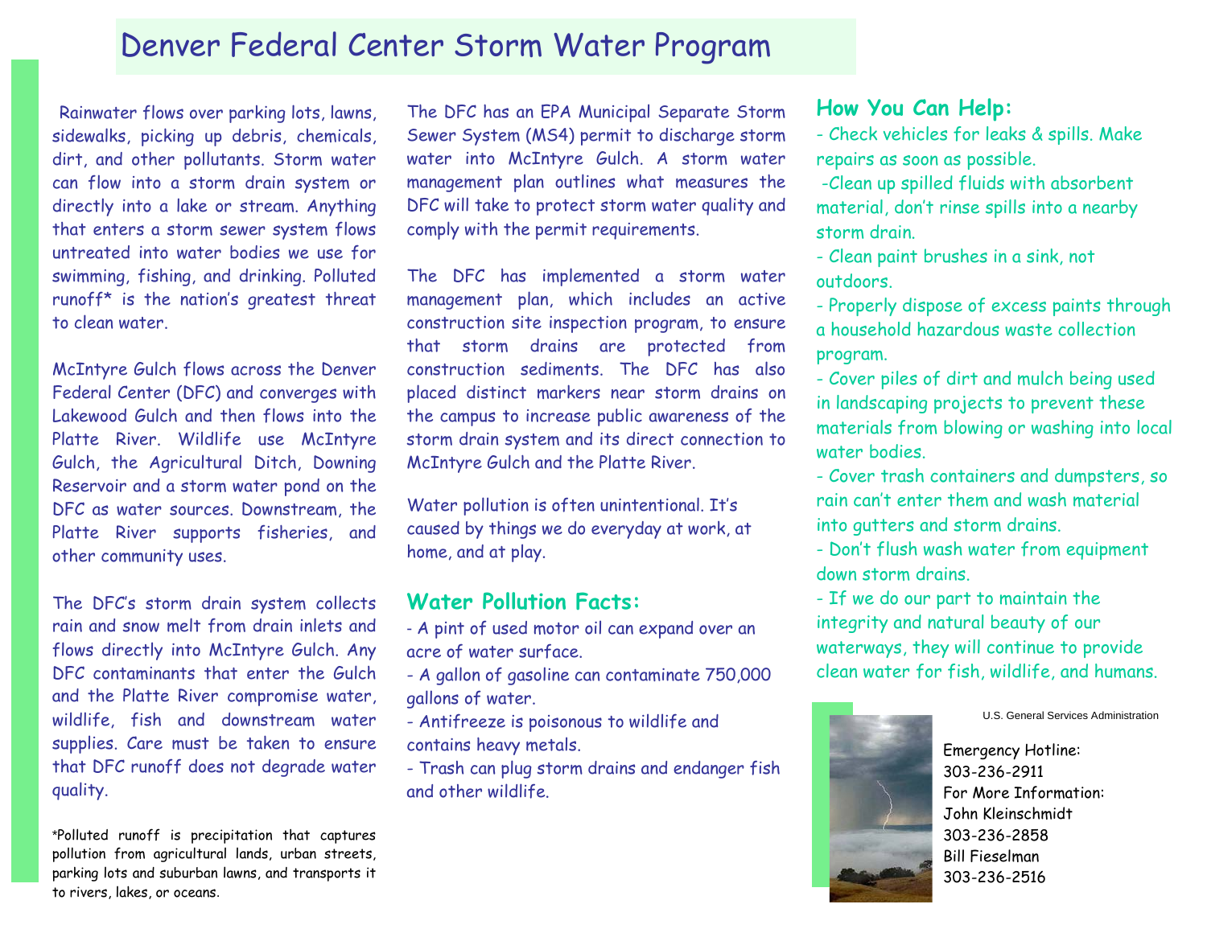# Denver Federal Center Storm Water Program

Rainwater flows over parking lots, lawns, sidewalks, picking up debris, chemicals, dirt, and other pollutants. Storm water can flow into a storm drain system or directly into a lake or stream. Anything that enters a storm sewer system flows untreated into water bodies we use for swimming, fishing, and drinking. Polluted runoff* is the nation's greatest threat to clean water.

McIntyre Gulch flows across the Denver Federal Center (DFC) and converges with Lakewood Gulch and then flows into the Platte River. Wildlife use McIntyre Gulch, the Agricultural Ditch, Downing Reservoir and a storm water pond on the DFC as water sources. Downstream, the Platte River supports fisheries, and other community uses.

The DFC's storm drain system collects rain and snow melt from drain inlets and flows directly into McIntyre Gulch. Any DFC contaminants that enter the Gulch and the Platte River compromise water, wildlife, fish and downstream water supplies. Care must be taken to ensure that DFC runoff does not degrade water quality.

*Polluted runoff is precipitation that captures pollution from agricultural lands, urban streets, parking lots and suburban lawns, and transports it to rivers, lakes, or oceans.

The DFC has an EPA Municipal Separate Storm Sewer System (MS4) permit to discharge storm water into McIntyre Gulch. A storm water management plan outlines what measures the DFC will take to protect storm water quality and comply with the permit requirements.

The DFC has implemented a storm water management plan, which includes an active construction site inspection program, to ensure that storm drains are protected from construction sediments. The DFC has also placed distinct markers near storm drains on the campus to increase public awareness of the storm drain system and its direct connection to McIntyre Gulch and the Platte River.

Water pollution is often unintentional. It's caused by things we do everyday at work, at home, and at play.

## Water Pollution Facts:

- A pint of used motor oil can expand over an acre of water surface.
- A gallon of gasoline can contaminate 750,000 gallons of water.
- Antifreeze is poisonous to wildlife and contains heavy metals.
- Trash can plug storm drains and endanger fish and other wildlife.

## How You Can Help:

- Check vehicles for leaks & spills. Make repairs as soon as possible.
- Clean up spilled fluids with absorbent material, don't rinse spills into a nearby storm drain.
- Clean paint brushes in a sink, not outdoors.
- Properly dispose of excess paints through a household hazardous waste collection program.
- Cover piles of dirt and mulch being used in landscaping projects to prevent these materials from blowing or washing into local water bodies.
- Cover trash containers and dumpsters, so rain can't enter them and wash material into gutters and storm drains.
- Don't flush wash water from equipment down storm drains.
- If we do our part to maintain the integrity and natural beauty of our waterways, they will continue to provide clean water for fish, wildlife, and humans.

U.S. General Services Administration

Emergency Hotline:
303-236-2911
For More Information:
John Kleinschmidt
303-236-2858
Bill Fieselman
303-236-2516